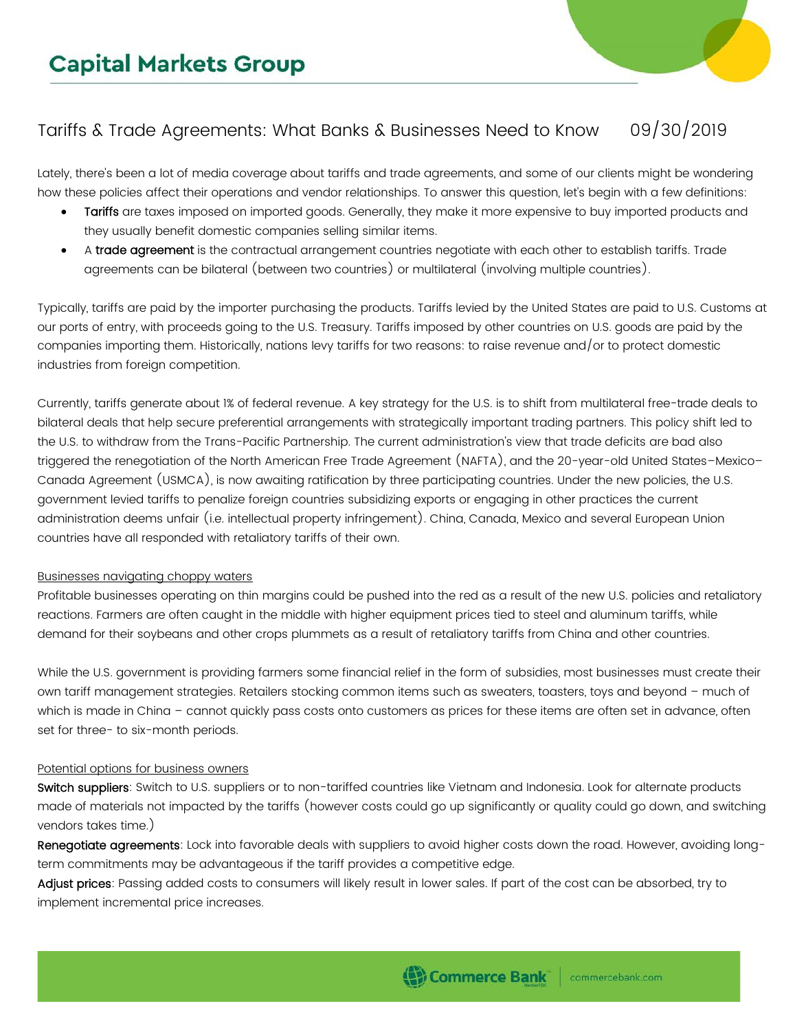# Capital Markets Group

## Tariffs & Trade Agreements: What Banks & Businesses Need to Know 09/30/2019

Lately, there's been a lot of media coverage about tariffs and trade agreements, and some of our clients might be wondering how these policies affect their operations and vendor relationships. To answer this question, let's begin with a few definitions:

- **Tariffs** are taxes imposed on imported goods. Generally, they make it more expensive to buy imported products and they usually benefit domestic companies selling similar items.
- A **trade agreement** is the contractual arrangement countries negotiate with each other to establish tariffs. Trade agreements can be bilateral (between two countries) or multilateral (involving multiple countries).

Typically, tariffs are paid by the importer purchasing the products. Tariffs levied by the United States are paid to U.S. Customs at our ports of entry, with proceeds going to the U.S. Treasury. Tariffs imposed by other countries on U.S. goods are paid by the companies importing them. Historically, nations levy tariffs for two reasons: to raise revenue and/or to protect domestic industries from foreign competition.

Currently, tariffs generate about 1% of federal revenue. A key strategy for the U.S. is to shift from multilateral free-trade deals to bilateral deals that help secure preferential arrangements with strategically important trading partners. This policy shift led to the U.S. to withdraw from the Trans-Pacific Partnership. The current administration's view that trade deficits are bad also triggered the renegotiation of the North American Free Trade Agreement (NAFTA), and the 20-year-old United States–Mexico–Canada Agreement (USMCA), is now awaiting ratification by three participating countries. Under the new policies, the U.S. government levied tariffs to penalize foreign countries subsidizing exports or engaging in other practices the current administration deems unfair (i.e. intellectual property infringement). China, Canada, Mexico and several European Union countries have all responded with retaliatory tariffs of their own.

<u>Businesses navigating choppy waters</u>

Profitable businesses operating on thin margins could be pushed into the red as a result of the new U.S. policies and retaliatory reactions. Farmers are often caught in the middle with higher equipment prices tied to steel and aluminum tariffs, while demand for their soybeans and other crops plummets as a result of retaliatory tariffs from China and other countries.

While the U.S. government is providing farmers some financial relief in the form of subsidies, most businesses must create their own tariff management strategies. Retailers stocking common items such as sweaters, toasters, toys and beyond – much of which is made in China – cannot quickly pass costs onto customers as prices for these items are often set in advance, often set for three- to six-month periods.

<u>Potential options for business owners</u>

**Switch suppliers**: Switch to U.S. suppliers or to non-tariffed countries like Vietnam and Indonesia. Look for alternate products made of materials not impacted by the tariffs (however costs could go up significantly or quality could go down, and switching vendors takes time.)

**Renegotiate agreements**: Lock into favorable deals with suppliers to avoid higher costs down the road. However, avoiding long-term commitments may be advantageous if the tariff provides a competitive edge.

**Adjust prices**: Passing added costs to consumers will likely result in lower sales. If part of the cost can be absorbed, try to implement incremental price increases.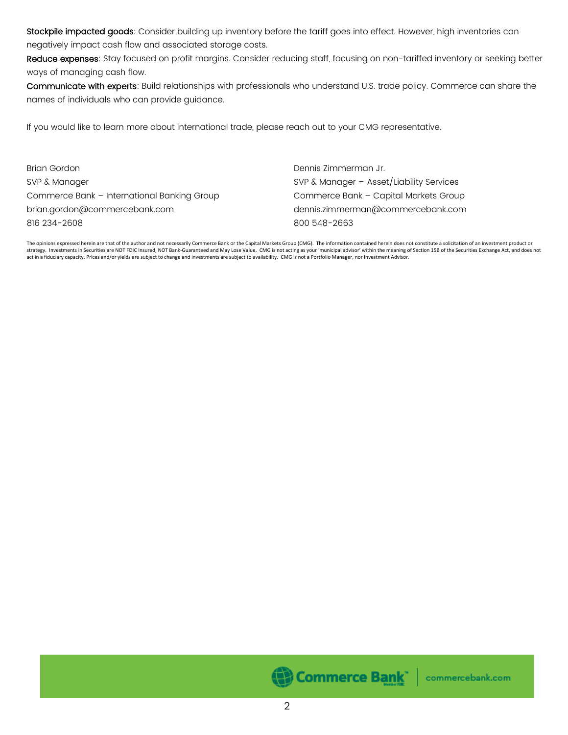**Stockpile impacted goods**: Consider building up inventory before the tariff goes into effect. However, high inventories can negatively impact cash flow and associated storage costs.

**Reduce expenses**: Stay focused on profit margins. Consider reducing staff, focusing on non-tariffed inventory or seeking better ways of managing cash flow.

**Communicate with experts**: Build relationships with professionals who understand U.S. trade policy. Commerce can share the names of individuals who can provide guidance.

If you would like to learn more about international trade, please reach out to your CMG representative.

Brian Gordon
SVP & Manager
Commerce Bank – International Banking Group
brian.gordon@commercebank.com
816 234-2608

Dennis Zimmerman Jr.
SVP & Manager – Asset/Liability Services
Commerce Bank – Capital Markets Group
dennis.zimmerman@commercebank.com
800 548-2663

The opinions expressed herein are that of the author and not necessarily Commerce Bank or the Capital Markets Group (CMG). The information contained herein does not constitute a solicitation of an investment product or strategy. Investments in Securities are NOT FDIC Insured, NOT Bank-Guaranteed and May Lose Value. CMG is not acting as your 'municipal advisor' within the meaning of Section 15B of the Securities Exchange Act, and does not act in a fiduciary capacity. Prices and/or yields are subject to change and investments are subject to availability. CMG is not a Portfolio Manager, nor Investment Advisor.

Commerce Bank | commercebank.com